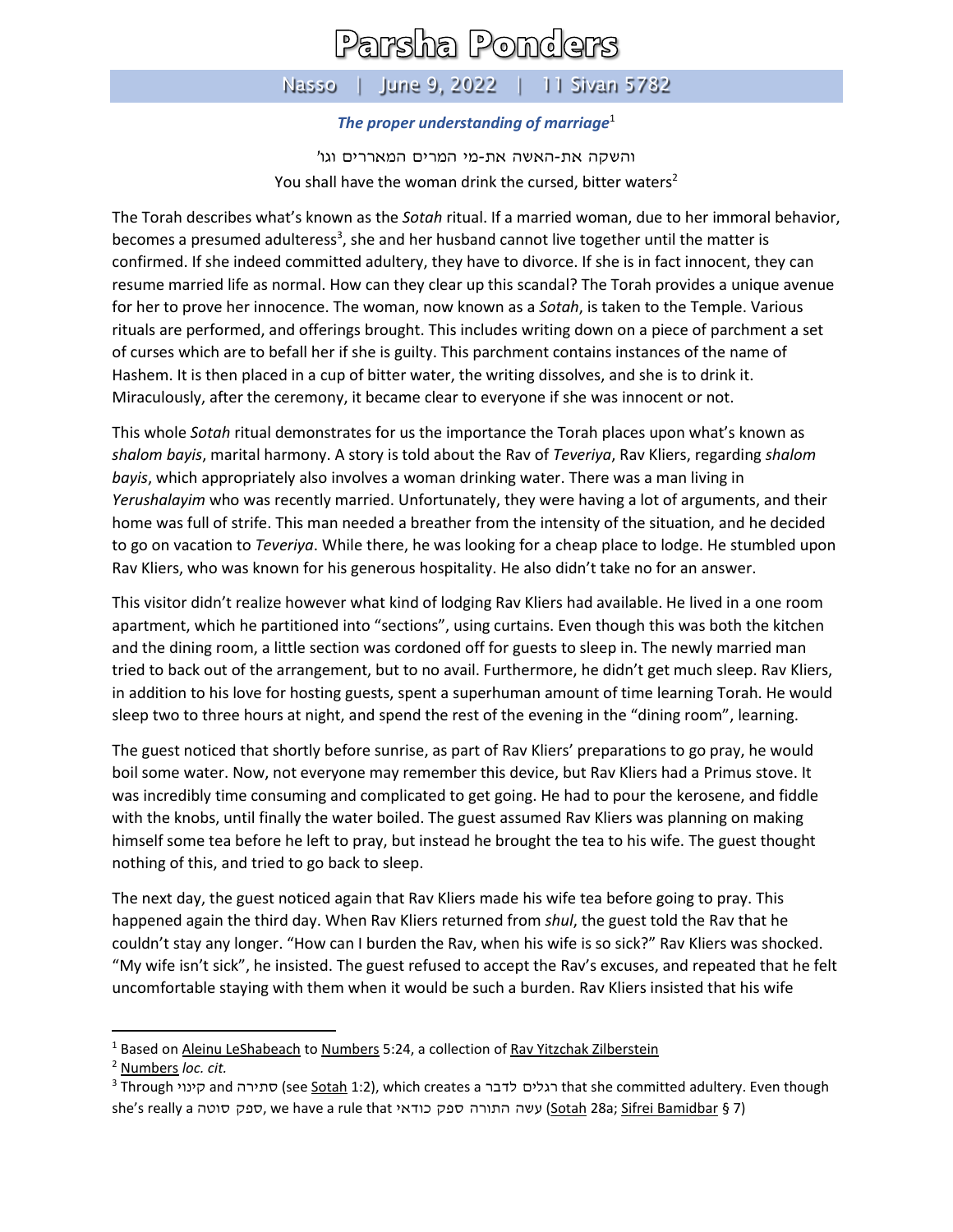# Parsha Ponders

## Nasso | June 9, 2022 | 11 Sivan 5782

***The proper understanding of marriage***[1]

והשקה את-האשה את-מי המרים המאררים וגו'
You shall have the woman drink the cursed, bitter waters[2]

The Torah describes what's known as the *Sotah* ritual. If a married woman, due to her immoral behavior, becomes a presumed adulteress[3], she and her husband cannot live together until the matter is confirmed. If she indeed committed adultery, they have to divorce. If she is in fact innocent, they can resume married life as normal. How can they clear up this scandal? The Torah provides a unique avenue for her to prove her innocence. The woman, now known as a *Sotah*, is taken to the Temple. Various rituals are performed, and offerings brought. This includes writing down on a piece of parchment a set of curses which are to befall her if she is guilty. This parchment contains instances of the name of Hashem. It is then placed in a cup of bitter water, the writing dissolves, and she is to drink it. Miraculously, after the ceremony, it became clear to everyone if she was innocent or not.

This whole *Sotah* ritual demonstrates for us the importance the Torah places upon what's known as *shalom bayis*, marital harmony. A story is told about the Rav of *Teveriya*, Rav Kliers, regarding *shalom bayis*, which appropriately also involves a woman drinking water. There was a man living in *Yerushalayim* who was recently married. Unfortunately, they were having a lot of arguments, and their home was full of strife. This man needed a breather from the intensity of the situation, and he decided to go on vacation to *Teveriya*. While there, he was looking for a cheap place to lodge. He stumbled upon Rav Kliers, who was known for his generous hospitality. He also didn't take no for an answer.

This visitor didn't realize however what kind of lodging Rav Kliers had available. He lived in a one room apartment, which he partitioned into "sections", using curtains. Even though this was both the kitchen and the dining room, a little section was cordoned off for guests to sleep in. The newly married man tried to back out of the arrangement, but to no avail. Furthermore, he didn't get much sleep. Rav Kliers, in addition to his love for hosting guests, spent a superhuman amount of time learning Torah. He would sleep two to three hours at night, and spend the rest of the evening in the "dining room", learning.

The guest noticed that shortly before sunrise, as part of Rav Kliers' preparations to go pray, he would boil some water. Now, not everyone may remember this device, but Rav Kliers had a Primus stove. It was incredibly time consuming and complicated to get going. He had to pour the kerosene, and fiddle with the knobs, until finally the water boiled. The guest assumed Rav Kliers was planning on making himself some tea before he left to pray, but instead he brought the tea to his wife. The guest thought nothing of this, and tried to go back to sleep.

The next day, the guest noticed again that Rav Kliers made his wife tea before going to pray. This happened again the third day. When Rav Kliers returned from *shul*, the guest told the Rav that he couldn't stay any longer. "How can I burden the Rav, when his wife is so sick?" Rav Kliers was shocked. "My wife isn't sick", he insisted. The guest refused to accept the Rav's excuses, and repeated that he felt uncomfortable staying with them when it would be such a burden. Rav Kliers insisted that his wife

---

[1] Based on Aleinu LeShabeach to Numbers 5:24, a collection of Rav Yitzchak Zilberstein

[2] Numbers *loc. cit.*

[3] Through קינוי and סתירה (see Sotah 1:2), which creates a רגלים לדבר that she committed adultery. Even though she's really a ספק סוטה, we have a rule that עשה התורה ספק כודאי (Sotah 28a; Sifrei Bamidbar § 7)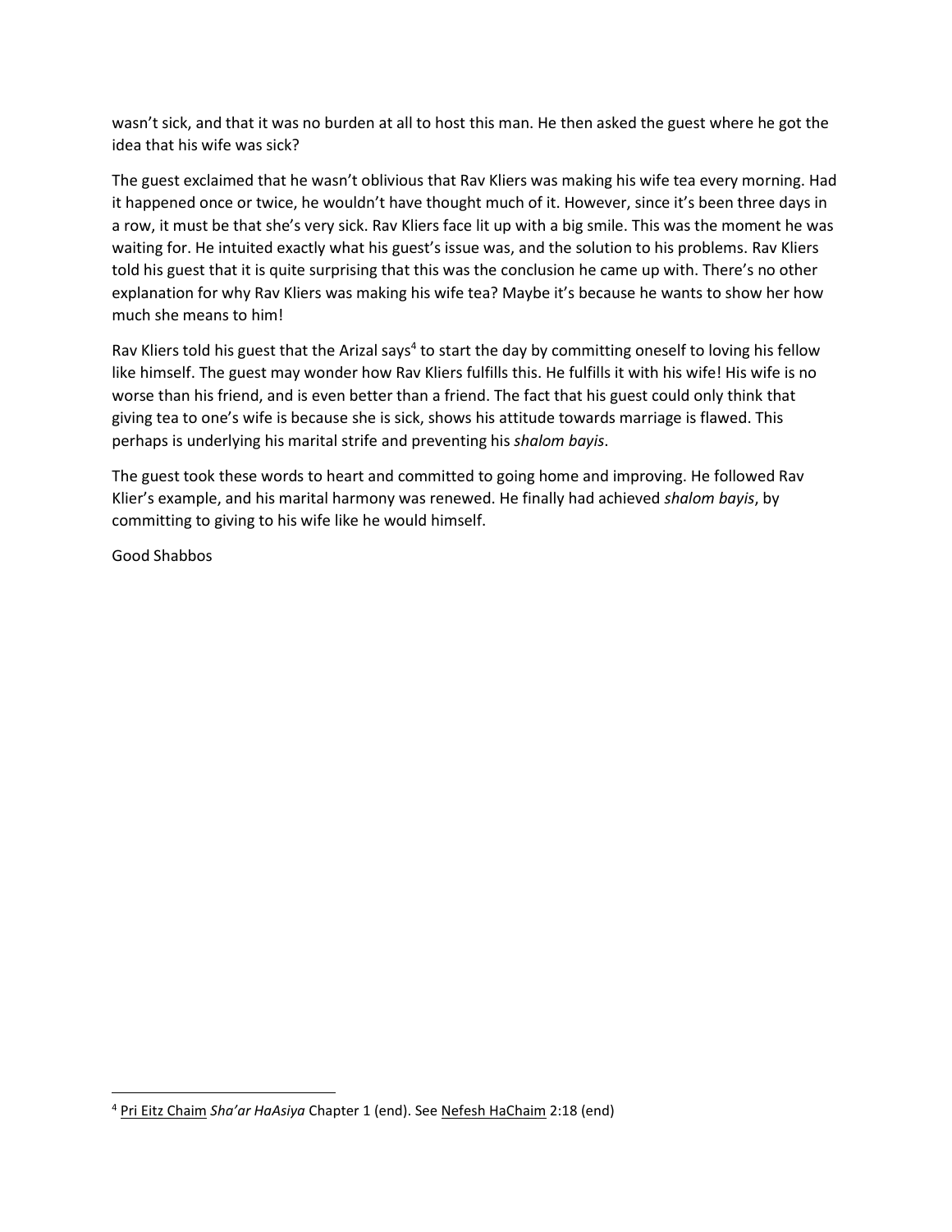wasn't sick, and that it was no burden at all to host this man. He then asked the guest where he got the idea that his wife was sick?

The guest exclaimed that he wasn't oblivious that Rav Kliers was making his wife tea every morning. Had it happened once or twice, he wouldn't have thought much of it. However, since it's been three days in a row, it must be that she's very sick. Rav Kliers face lit up with a big smile. This was the moment he was waiting for. He intuited exactly what his guest's issue was, and the solution to his problems. Rav Kliers told his guest that it is quite surprising that this was the conclusion he came up with. There's no other explanation for why Rav Kliers was making his wife tea? Maybe it's because he wants to show her how much she means to him!

Rav Kliers told his guest that the Arizal says[4] to start the day by committing oneself to loving his fellow like himself. The guest may wonder how Rav Kliers fulfills this. He fulfills it with his wife! His wife is no worse than his friend, and is even better than a friend. The fact that his guest could only think that giving tea to one's wife is because she is sick, shows his attitude towards marriage is flawed. This perhaps is underlying his marital strife and preventing his *shalom bayis*.

The guest took these words to heart and committed to going home and improving. He followed Rav Klier's example, and his marital harmony was renewed. He finally had achieved *shalom bayis*, by committing to giving to his wife like he would himself.

Good Shabbos

[4] Pri Eitz Chaim *Sha'ar HaAsiya* Chapter 1 (end). See Nefesh HaChaim 2:18 (end)